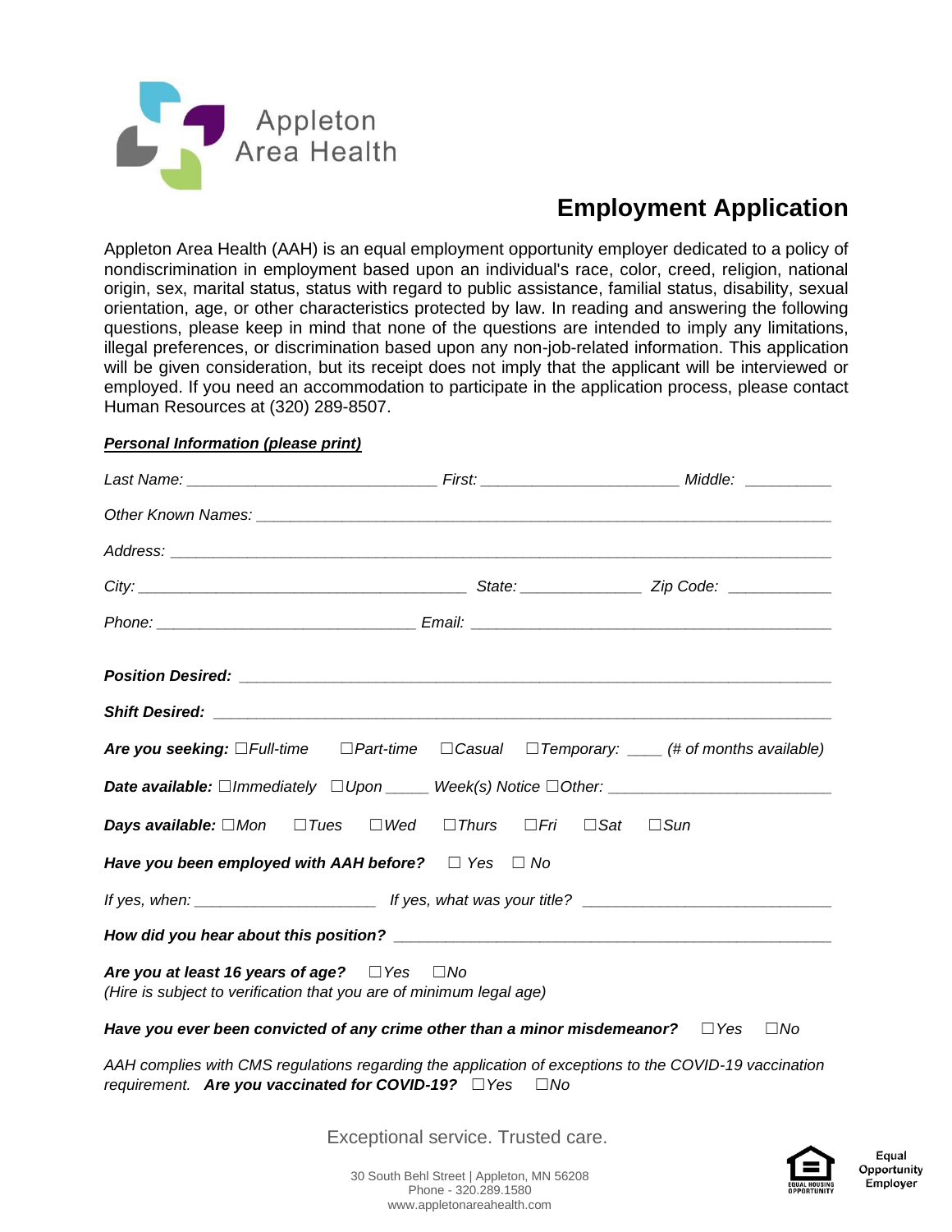Appleton Area Health

# Employment Application

Appleton Area Health (AAH) is an equal employment opportunity employer dedicated to a policy of nondiscrimination in employment based upon an individual's race, color, creed, religion, national origin, sex, marital status, status with regard to public assistance, familial status, disability, sexual orientation, age, or other characteristics protected by law. In reading and answering the following questions, please keep in mind that none of the questions are intended to imply any limitations, illegal preferences, or discrimination based upon any non-job-related information. This application will be given consideration, but its receipt does not imply that the applicant will be interviewed or employed. If you need an accommodation to participate in the application process, please contact Human Resources at (320) 289-8507.

***Personal Information (please print)***

*Last Name:* ______________________________ *First:* ________________________ *Middle:* __________

*Other Known Names:* ____________________________________________________________________

*Address:* ____________________________________________________________________________

*City:* ________________________________________ *State:* ______________ *Zip Code:* ____________

*Phone:* _______________________________ *Email:* ____________________________________________

***Position Desired:*** __________________________________________________________________

***Shift Desired:*** ____________________________________________________________________

***Are you seeking:*** ☐*Full-time* ☐*Part-time* ☐*Casual* ☐*Temporary:* ____ *(# of months available)*

***Date available:*** ☐*Immediately* ☐*Upon* _____ *Week(s) Notice* ☐*Other:* __________________________

***Days available:*** ☐*Mon* ☐*Tues* ☐*Wed* ☐*Thurs* ☐*Fri* ☐*Sat* ☐*Sun*

***Have you been employed with AAH before?*** ☐ *Yes* ☐ *No*

*If yes, when:* ______________________ *If yes, what was your title?* ______________________________

***How did you hear about this position?*** ____________________________________________________

***Are you at least 16 years of age?*** ☐*Yes* ☐*No*
*(Hire is subject to verification that you are of minimum legal age)*

***Have you ever been convicted of any crime other than a minor misdemeanor?*** ☐*Yes* ☐*No*

*AAH complies with CMS regulations regarding the application of exceptions to the COVID-19 vaccination requirement.* ***Are you vaccinated for COVID-19?*** ☐*Yes* ☐*No*

Exceptional service. Trusted care.

30 South Behl Street | Appleton, MN 56208
Phone - 320.289.1580
www.appletonareahealth.com

Equal Opportunity Employer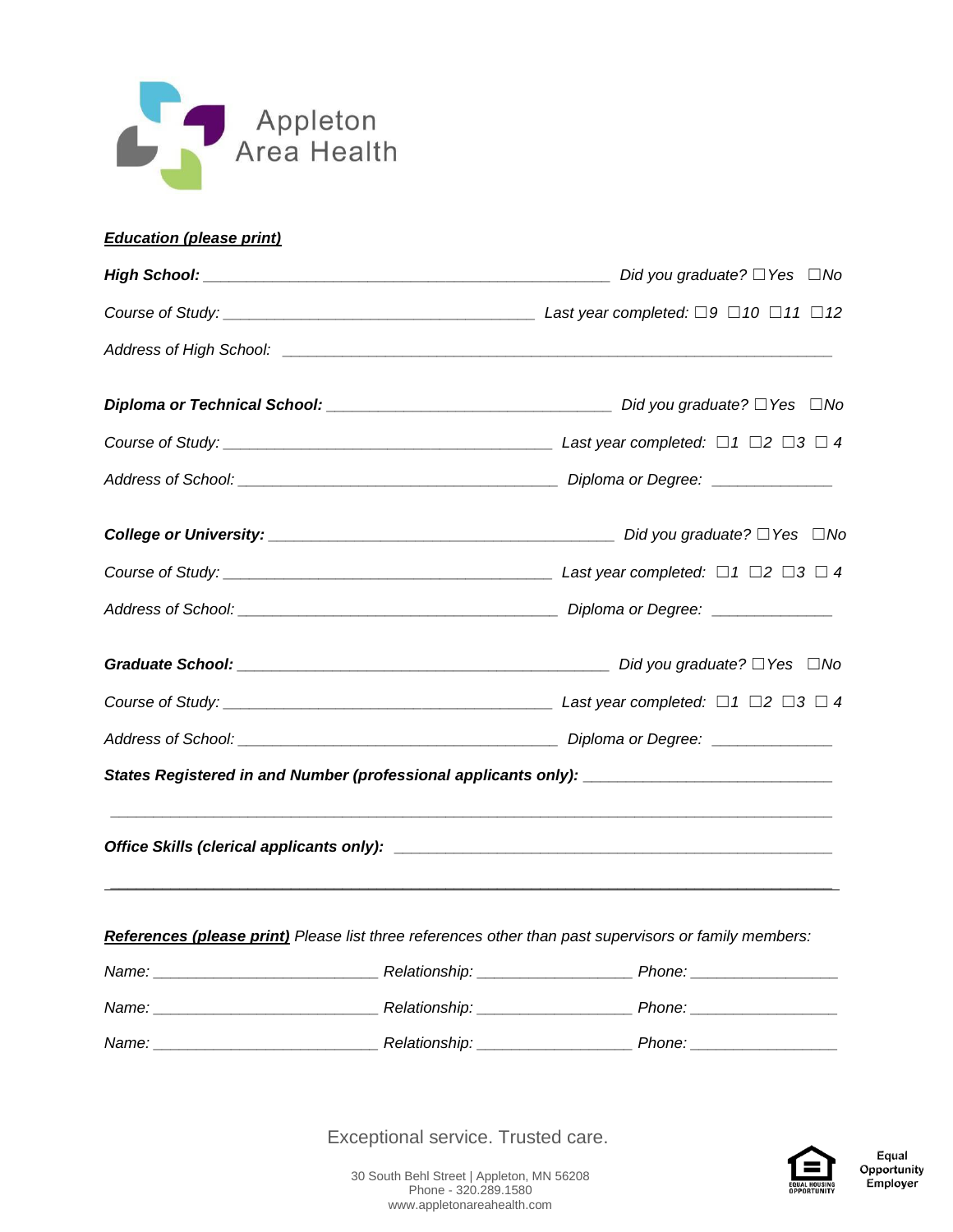Appleton Area Health

***Education (please print)***

***High School:*** ______________________________________________ *Did you graduate?* ☐*Yes* ☐*No*

*Course of Study:* ___________________________________ *Last year completed:* ☐*9* ☐*10* ☐*11* ☐*12*

*Address of High School:* ______________________________________________________________

***Diploma or Technical School:*** _______________________________ *Did you graduate?* ☐*Yes* ☐*No*

*Course of Study:* ______________________________________ *Last year completed:* ☐*1* ☐*2* ☐*3* ☐ *4*

*Address of School:* _____________________________________ *Diploma or Degree:* ______________

***College or University:*** _______________________________________ *Did you graduate?* ☐*Yes* ☐*No*

*Course of Study:* ______________________________________ *Last year completed:* ☐*1* ☐*2* ☐*3* ☐ *4*

*Address of School:* _____________________________________ *Diploma or Degree:* ______________

***Graduate School:*** __________________________________________ *Did you graduate?* ☐*Yes* ☐*No*

*Course of Study:* ______________________________________ *Last year completed:* ☐*1* ☐*2* ☐*3* ☐ *4*

*Address of School:* _____________________________________ *Diploma or Degree:* ______________

***States Registered in and Number (professional applicants only):*** ____________________________

_________________________________________________________________________________

***Office Skills (clerical applicants only):*** __________________________________________________

_________________________________________________________________________________

***References (please print)*** *Please list three references other than past supervisors or family members:*

*Name:* __________________________ *Relationship:* __________________ *Phone:* _________________

*Name:* __________________________ *Relationship:* __________________ *Phone:* _________________

*Name:* __________________________ *Relationship:* __________________ *Phone:* _________________

Exceptional service. Trusted care.

30 South Behl Street | Appleton, MN 56208
Phone - 320.289.1580
www.appletonareahealth.com

Equal Housing Opportunity

Equal Opportunity Employer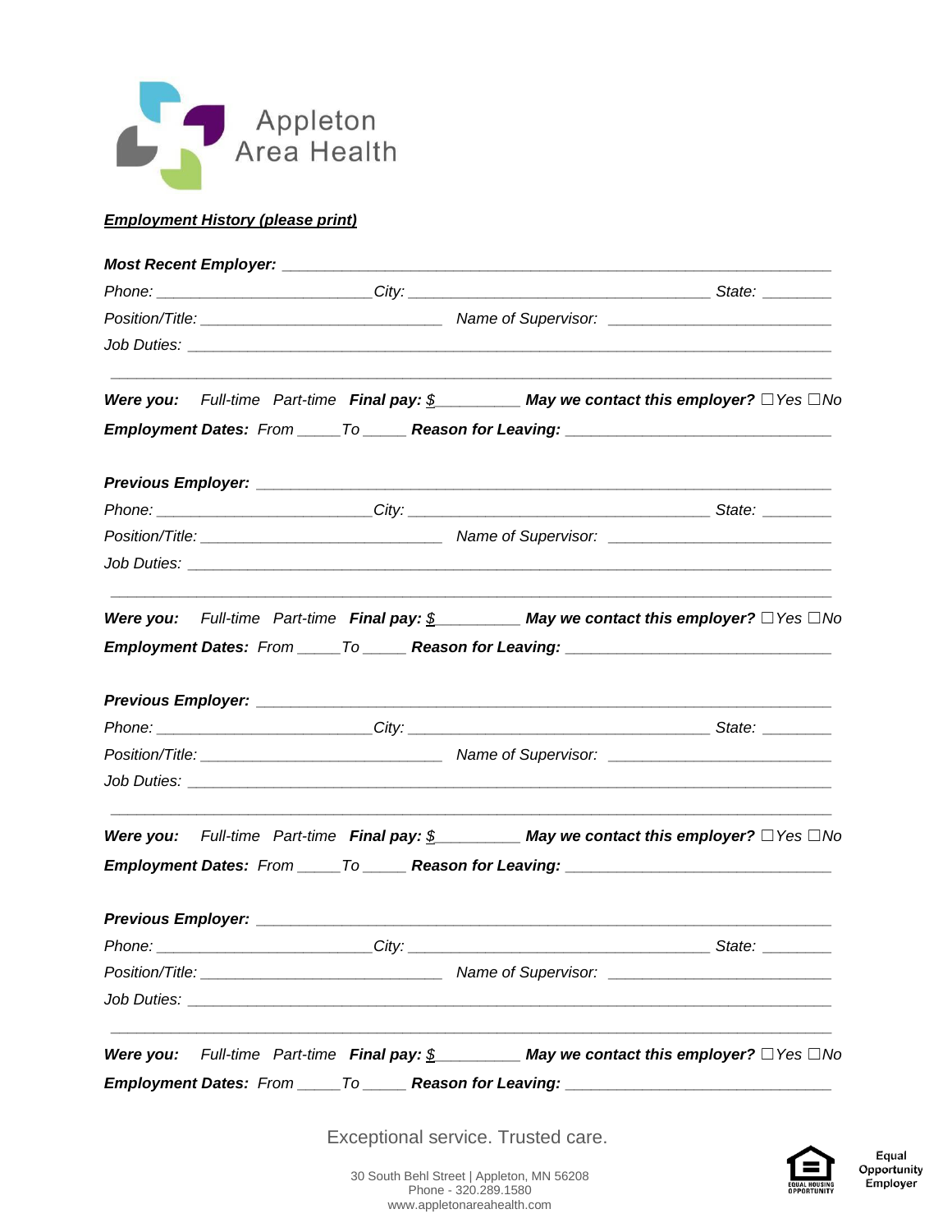Appleton Area Health

***Employment History (please print)***

***Most Recent Employer:*** ______________________________________________________________

*Phone:* ________________________ *City:* __________________________________ *State:* ________

*Position/Title:* ___________________________ *Name of Supervisor:* _________________________

*Job Duties:* ________________________________________________________________________

_____________________________________________________________________________________

***Were you:*** *Full-time Part-time* ***Final pay: $*** _________ ***May we contact this employer?*** ☐*Yes* ☐*No*

***Employment Dates:*** *From* _____ *To* _____ ***Reason for Leaving:*** ______________________________

***Previous Employer:*** ________________________________________________________________

*Phone:* ________________________ *City:* __________________________________ *State:* ________

*Position/Title:* ___________________________ *Name of Supervisor:* _________________________

*Job Duties:* ________________________________________________________________________

_____________________________________________________________________________________

***Were you:*** *Full-time Part-time* ***Final pay: $*** _________ ***May we contact this employer?*** ☐*Yes* ☐*No*

***Employment Dates:*** *From* _____ *To* _____ ***Reason for Leaving:*** ______________________________

***Previous Employer:*** ________________________________________________________________

*Phone:* ________________________ *City:* __________________________________ *State:* ________

*Position/Title:* ___________________________ *Name of Supervisor:* _________________________

*Job Duties:* ________________________________________________________________________

_____________________________________________________________________________________

***Were you:*** *Full-time Part-time* ***Final pay: $*** _________ ***May we contact this employer?*** ☐*Yes* ☐*No*

***Employment Dates:*** *From* _____ *To* _____ ***Reason for Leaving:*** ______________________________

***Previous Employer:*** ________________________________________________________________

*Phone:* ________________________ *City:* __________________________________ *State:* ________

*Position/Title:* ___________________________ *Name of Supervisor:* _________________________

*Job Duties:* ________________________________________________________________________

_____________________________________________________________________________________

***Were you:*** *Full-time Part-time* ***Final pay: $*** _________ ***May we contact this employer?*** ☐*Yes* ☐*No*

***Employment Dates:*** *From* _____ *To* _____ ***Reason for Leaving:*** ______________________________

Exceptional service. Trusted care.

30 South Behl Street | Appleton, MN 56208
Phone - 320.289.1580
www.appletonareahealth.com

Equal Opportunity Employer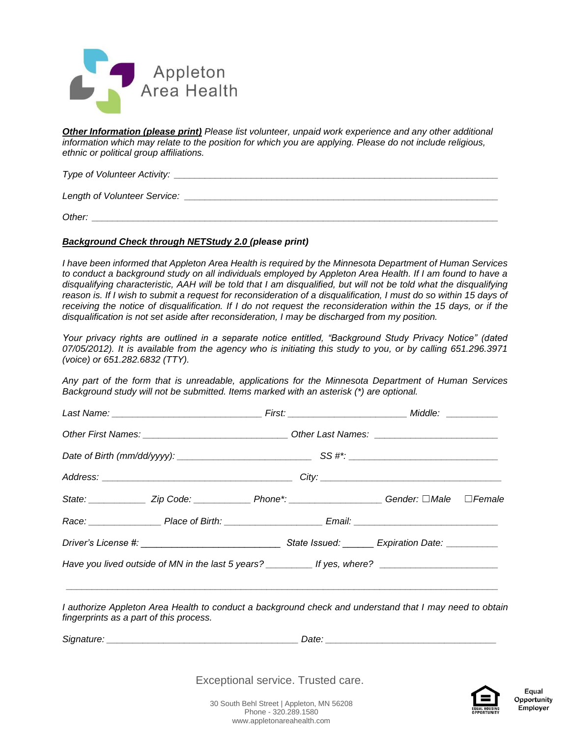Appleton Area Health

***Other Information (please print)*** *Please list volunteer, unpaid work experience and any other additional information which may relate to the position for which you are applying. Please do not include religious, ethnic or political group affiliations.*

*Type of Volunteer Activity:* ______________________________________________________________

*Length of Volunteer Service:* ______________________________________________________________

*Other:* ______________________________________________________________

***Background Check through NETStudy 2.0 (please print)***

*I have been informed that Appleton Area Health is required by the Minnesota Department of Human Services to conduct a background study on all individuals employed by Appleton Area Health. If I am found to have a disqualifying characteristic, AAH will be told that I am disqualified, but will not be told what the disqualifying reason is. If I wish to submit a request for reconsideration of a disqualification, I must do so within 15 days of receiving the notice of disqualification. If I do not request the reconsideration within the 15 days, or if the disqualification is not set aside after reconsideration, I may be discharged from my position.*

*Your privacy rights are outlined in a separate notice entitled, "Background Study Privacy Notice" (dated 07/05/2012). It is available from the agency who is initiating this study to you, or by calling 651.296.3971 (voice) or 651.282.6832 (TTY).*

*Any part of the form that is unreadable, applications for the Minnesota Department of Human Services Background study will not be submitted. Items marked with an asterisk (*) are optional.*

*Last Name:* ____________________ *First:* ____________________ *Middle:* __________

*Other First Names:* ____________________ *Other Last Names:* ____________________

*Date of Birth (mm/dd/yyyy):* ____________________ *SS #*:* ____________________

*Address:* ______________________________ *City:* ______________________________

*State:* __________ *Zip Code:* __________ *Phone*:* ______________ *Gender:* ☐*Male* ☐*Female*

*Race:* ______________ *Place of Birth:* ______________ *Email:* ____________________

*Driver's License #:* ____________________ *State Issued:* ______ *Expiration Date:* __________

*Have you lived outside of MN in the last 5 years?* ________ *If yes, where?* ____________________

______________________________________________________________

*I authorize Appleton Area Health to conduct a background check and understand that I may need to obtain fingerprints as a part of this process.*

*Signature:* ______________________________ *Date:* ______________________________

Exceptional service. Trusted care.

30 South Behl Street | Appleton, MN 56208
Phone - 320.289.1580
www.appletonareahealth.com

Equal Opportunity Employer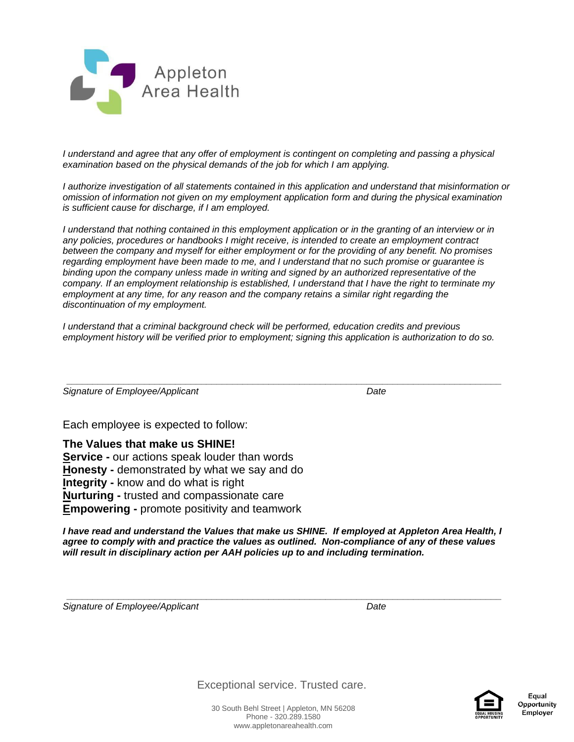Appleton Area Health

*I understand and agree that any offer of employment is contingent on completing and passing a physical examination based on the physical demands of the job for which I am applying.*

*I authorize investigation of all statements contained in this application and understand that misinformation or omission of information not given on my employment application form and during the physical examination is sufficient cause for discharge, if I am employed.*

*I understand that nothing contained in this employment application or in the granting of an interview or in any policies, procedures or handbooks I might receive, is intended to create an employment contract between the company and myself for either employment or for the providing of any benefit. No promises regarding employment have been made to me, and I understand that no such promise or guarantee is binding upon the company unless made in writing and signed by an authorized representative of the company. If an employment relationship is established, I understand that I have the right to terminate my employment at any time, for any reason and the company retains a similar right regarding the discontinuation of my employment.*

*I understand that a criminal background check will be performed, education credits and previous employment history will be verified prior to employment; signing this application is authorization to do so.*

_______________________________________________________________________________

*Signature of Employee/Applicant* *Date*

Each employee is expected to follow:

**The Values that make us SHINE!**
**Service -** our actions speak louder than words
**Honesty -** demonstrated by what we say and do
**Integrity -** know and do what is right
**Nurturing -** trusted and compassionate care
**Empowering -** promote positivity and teamwork

***I have read and understand the Values that make us SHINE. If employed at Appleton Area Health, I agree to comply with and practice the values as outlined. Non-compliance of any of these values will result in disciplinary action per AAH policies up to and including termination.***

_______________________________________________________________________________

*Signature of Employee/Applicant* *Date*

Exceptional service. Trusted care.

30 South Behl Street | Appleton, MN 56208
Phone - 320.289.1580
www.appletonareahealth.com

Equal Opportunity Employer